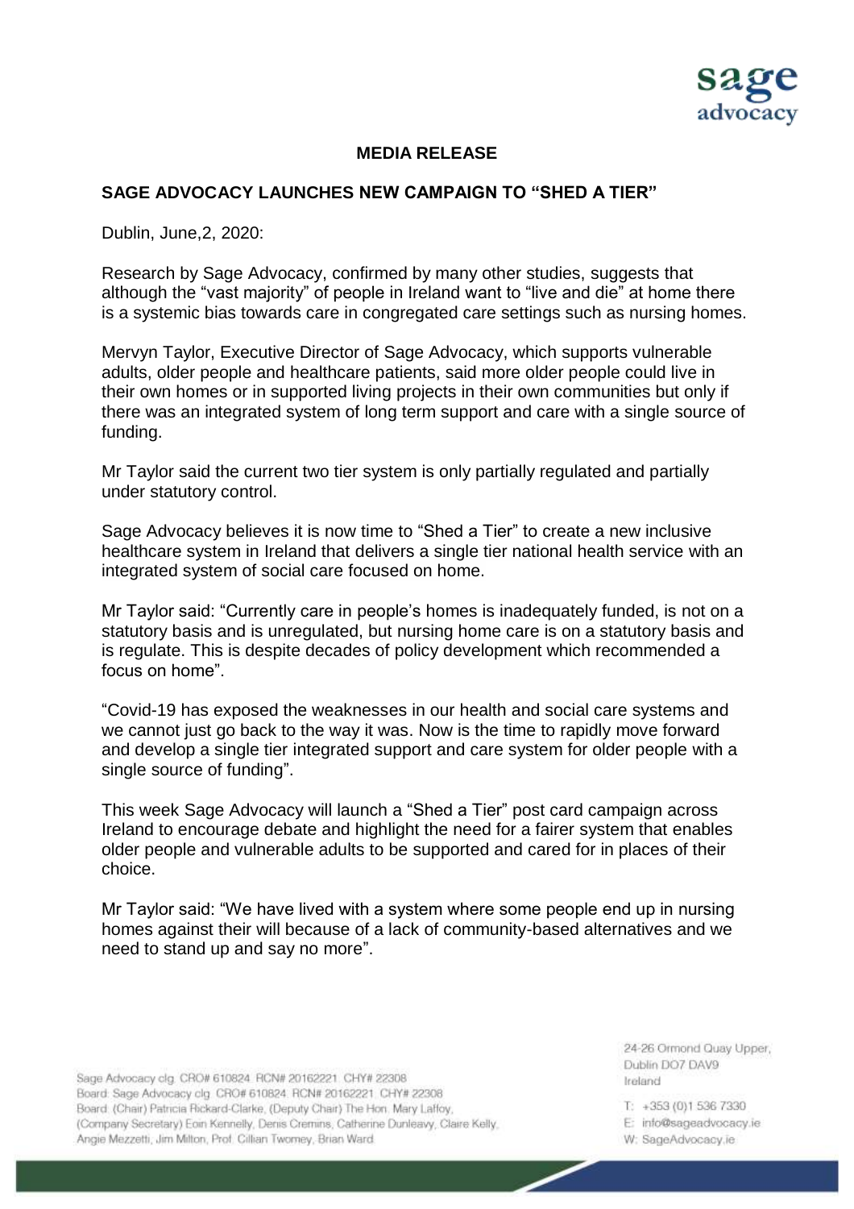**MEDIA RELEASE**

**SAGE ADVOCACY LAUNCHES NEW CAMPAIGN TO "SHED A TIER"**

Dublin, June,2, 2020:

Research by Sage Advocacy, confirmed by many other studies, suggests that although the "vast majority" of people in Ireland want to "live and die" at home there is a systemic bias towards care in congregated care settings such as nursing homes.

Mervyn Taylor, Executive Director of Sage Advocacy, which supports vulnerable adults, older people and healthcare patients, said more older people could live in their own homes or in supported living projects in their own communities but only if there was an integrated system of long term support and care with a single source of funding.

Mr Taylor said the current two tier system is only partially regulated and partially under statutory control.

Sage Advocacy believes it is now time to "Shed a Tier" to create a new inclusive healthcare system in Ireland that delivers a single tier national health service with an integrated system of social care focused on home.

Mr Taylor said: "Currently care in people's homes is inadequately funded, is not on a statutory basis and is unregulated, but nursing home care is on a statutory basis and is regulate. This is despite decades of policy development which recommended a focus on home".

"Covid-19 has exposed the weaknesses in our health and social care systems and we cannot just go back to the way it was. Now is the time to rapidly move forward and develop a single tier integrated support and care system for older people with a single source of funding".

This week Sage Advocacy will launch a "Shed a Tier" post card campaign across Ireland to encourage debate and highlight the need for a fairer system that enables older people and vulnerable adults to be supported and cared for in places of their choice.

Mr Taylor said: "We have lived with a system where some people end up in nursing homes against their will because of a lack of community-based alternatives and we need to stand up and say no more".

Sage Advocacy clg CRO# 610824 RCN# 20162221 CHY# 22308
Board: Sage Advocacy clg CRO# 610824 RCN# 20162221 CHY# 22308
Board (Chair) Patricia Rickard-Clarke, (Deputy Chair) The Hon. Mary Laffoy, (Company Secretary) Eoin Kennelly, Denis Cremins, Catherine Dunleavy, Claire Kelly, Angie Mezzetti, Jim Milton, Prof. Cillian Twomey, Brian Ward

24-26 Ormond Quay Upper,
Dublin DO7 DAV9
Ireland

T: +353 (0)1 536 7330
E: info@sageadvocacy.ie
W: SageAdvocacy.ie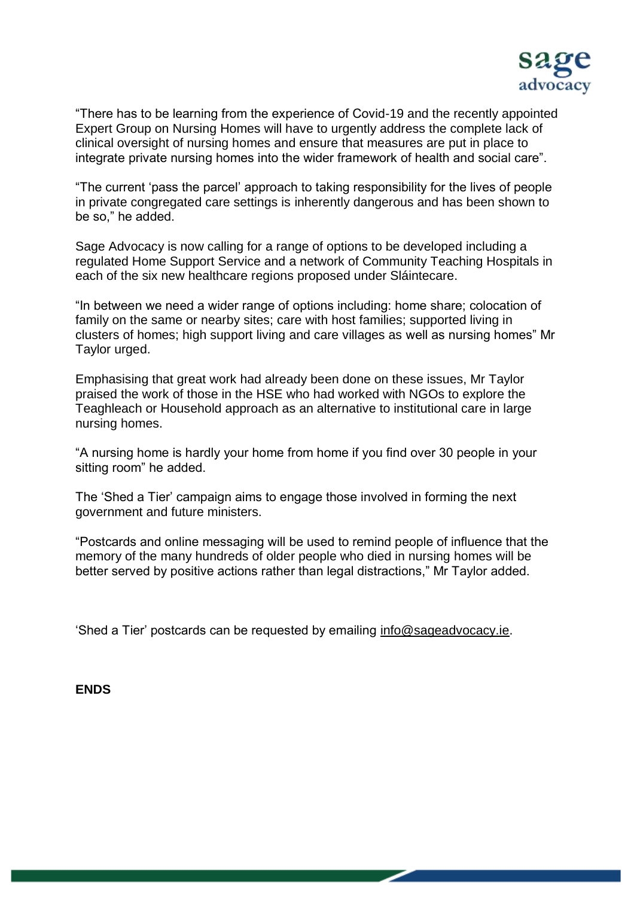"There has to be learning from the experience of Covid-19 and the recently appointed Expert Group on Nursing Homes will have to urgently address the complete lack of clinical oversight of nursing homes and ensure that measures are put in place to integrate private nursing homes into the wider framework of health and social care".

"The current 'pass the parcel' approach to taking responsibility for the lives of people in private congregated care settings is inherently dangerous and has been shown to be so," he added.

Sage Advocacy is now calling for a range of options to be developed including a regulated Home Support Service and a network of Community Teaching Hospitals in each of the six new healthcare regions proposed under Sláintecare.

"In between we need a wider range of options including: home share; colocation of family on the same or nearby sites; care with host families; supported living in clusters of homes; high support living and care villages as well as nursing homes" Mr Taylor urged.

Emphasising that great work had already been done on these issues, Mr Taylor praised the work of those in the HSE who had worked with NGOs to explore the Teaghleach or Household approach as an alternative to institutional care in large nursing homes.

"A nursing home is hardly your home from home if you find over 30 people in your sitting room" he added.

The 'Shed a Tier' campaign aims to engage those involved in forming the next government and future ministers.

"Postcards and online messaging will be used to remind people of influence that the memory of the many hundreds of older people who died in nursing homes will be better served by positive actions rather than legal distractions," Mr Taylor added.

'Shed a Tier' postcards can be requested by emailing info@sageadvocacy.ie.

**ENDS**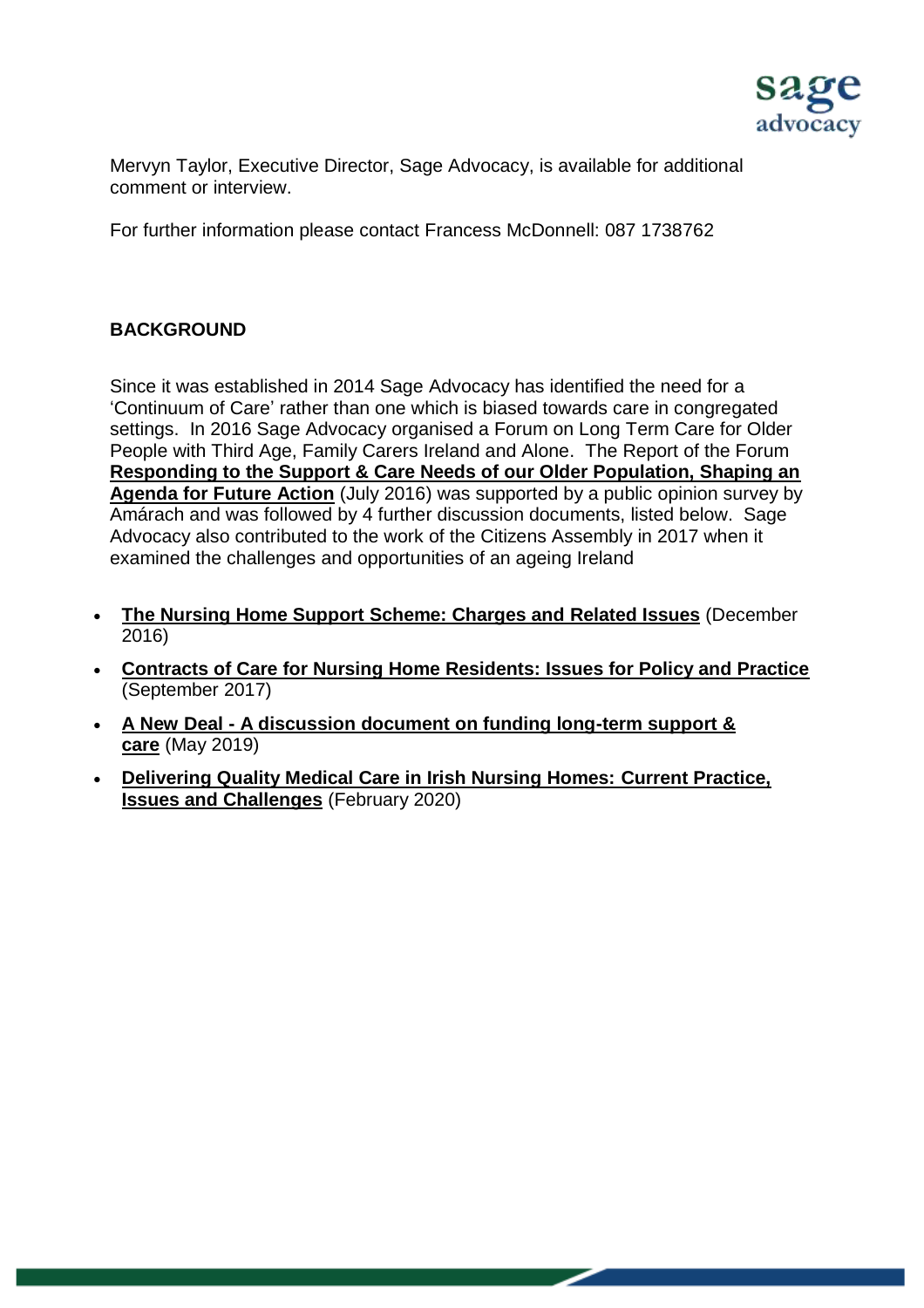Mervyn Taylor, Executive Director, Sage Advocacy, is available for additional comment or interview.

For further information please contact Francess McDonnell: 087 1738762

## BACKGROUND

Since it was established in 2014 Sage Advocacy has identified the need for a 'Continuum of Care' rather than one which is biased towards care in congregated settings. In 2016 Sage Advocacy organised a Forum on Long Term Care for Older People with Third Age, Family Carers Ireland and Alone. The Report of the Forum **Responding to the Support & Care Needs of our Older Population, Shaping an Agenda for Future Action** (July 2016) was supported by a public opinion survey by Amárach and was followed by 4 further discussion documents, listed below. Sage Advocacy also contributed to the work of the Citizens Assembly in 2017 when it examined the challenges and opportunities of an ageing Ireland

- **The Nursing Home Support Scheme: Charges and Related Issues** (December 2016)
- **Contracts of Care for Nursing Home Residents: Issues for Policy and Practice** (September 2017)
- **A New Deal - A discussion document on funding long-term support & care** (May 2019)
- **Delivering Quality Medical Care in Irish Nursing Homes: Current Practice, Issues and Challenges** (February 2020)